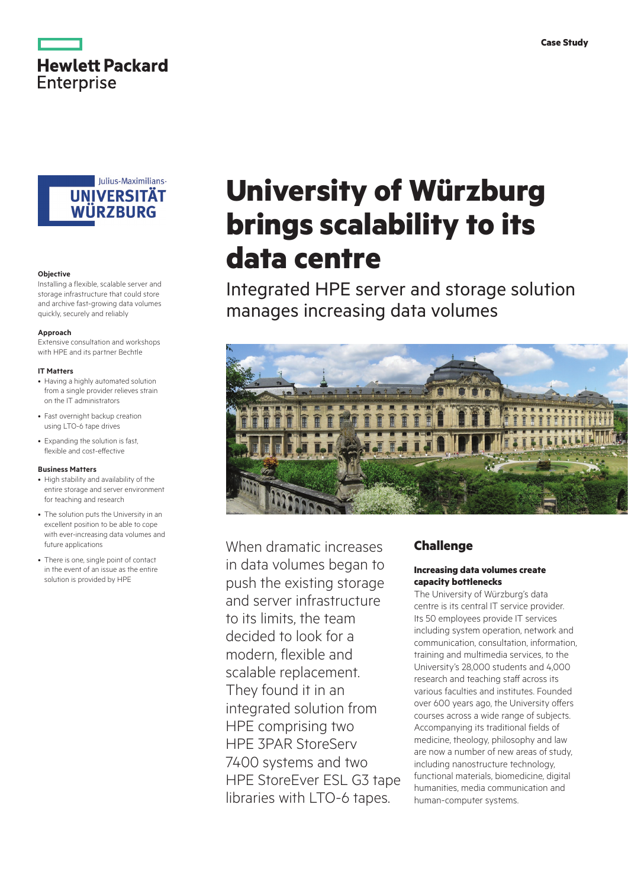Case Study

# University of Würzburg brings scalability to its data centre

## Integrated HPE server and storage solution manages increasing data volumes

**Objective**

Installing a flexible, scalable server and storage infrastructure that could store and archive fast-growing data volumes quickly, securely and reliably

**Approach**

Extensive consultation and workshops with HPE and its partner Bechtle

**IT Matters**

- Having a highly automated solution from a single provider relieves strain on the IT administrators
- Fast overnight backup creation using LTO-6 tape drives
- Expanding the solution is fast, flexible and cost-effective

**Business Matters**

- High stability and availability of the entire storage and server environment for teaching and research
- The solution puts the University in an excellent position to be able to cope with ever-increasing data volumes and future applications
- There is one, single point of contact in the event of an issue as the entire solution is provided by HPE

When dramatic increases in data volumes began to push the existing storage and server infrastructure to its limits, the team decided to look for a modern, flexible and scalable replacement. They found it in an integrated solution from HPE comprising two HPE 3PAR StoreServ 7400 systems and two HPE StoreEver ESL G3 tape libraries with LTO-6 tapes.

## Challenge

**Increasing data volumes create capacity bottlenecks**

The University of Würzburg's data centre is its central IT service provider. Its 50 employees provide IT services including system operation, network and communication, consultation, information, training and multimedia services, to the University's 28,000 students and 4,000 research and teaching staff across its various faculties and institutes. Founded over 600 years ago, the University offers courses across a wide range of subjects. Accompanying its traditional fields of medicine, theology, philosophy and law are now a number of new areas of study, including nanostructure technology, functional materials, biomedicine, digital humanities, media communication and human-computer systems.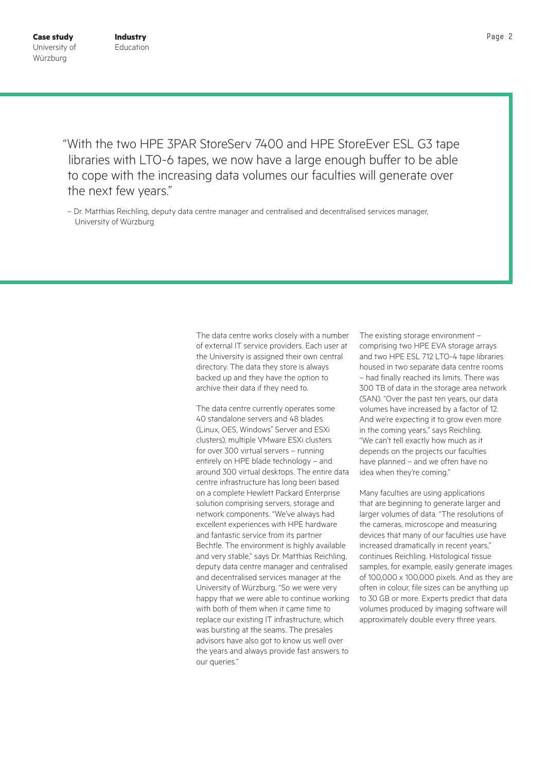> "With the two HPE 3PAR StoreServ 7400 and HPE StoreEver ESL G3 tape libraries with LTO-6 tapes, we now have a large enough buffer to be able to cope with the increasing data volumes our faculties will generate over the next few years."
>
> – Dr. Matthias Reichling, deputy data centre manager and centralised and decentralised services manager, University of Würzburg

The data centre works closely with a number of external IT service providers. Each user at the University is assigned their own central directory. The data they store is always backed up and they have the option to archive their data if they need to.

The data centre currently operates some 40 standalone servers and 48 blades (Linux, OES, Windows® Server and ESXi clusters), multiple VMware ESXi clusters for over 300 virtual servers – running entirely on HPE blade technology – and around 300 virtual desktops. The entire data centre infrastructure has long been based on a complete Hewlett Packard Enterprise solution comprising servers, storage and network components. "We've always had excellent experiences with HPE hardware and fantastic service from its partner Bechtle. The environment is highly available and very stable," says Dr. Matthias Reichling, deputy data centre manager and centralised and decentralised services manager at the University of Würzburg. "So we were very happy that we were able to continue working with both of them when it came time to replace our existing IT infrastructure, which was bursting at the seams. The presales advisors have also got to know us well over the years and always provide fast answers to our queries."

The existing storage environment – comprising two HPE EVA storage arrays and two HPE ESL 712 LTO-4 tape libraries housed in two separate data centre rooms – had finally reached its limits. There was 300 TB of data in the storage area network (SAN). "Over the past ten years, our data volumes have increased by a factor of 12. And we're expecting it to grow even more in the coming years," says Reichling. "We can't tell exactly how much as it depends on the projects our faculties have planned – and we often have no idea when they're coming."

Many faculties are using applications that are beginning to generate larger and larger volumes of data. "The resolutions of the cameras, microscope and measuring devices that many of our faculties use have increased dramatically in recent years," continues Reichling. Histological tissue samples, for example, easily generate images of 100,000 x 100,000 pixels. And as they are often in colour, file sizes can be anything up to 30 GB or more. Experts predict that data volumes produced by imaging software will approximately double every three years.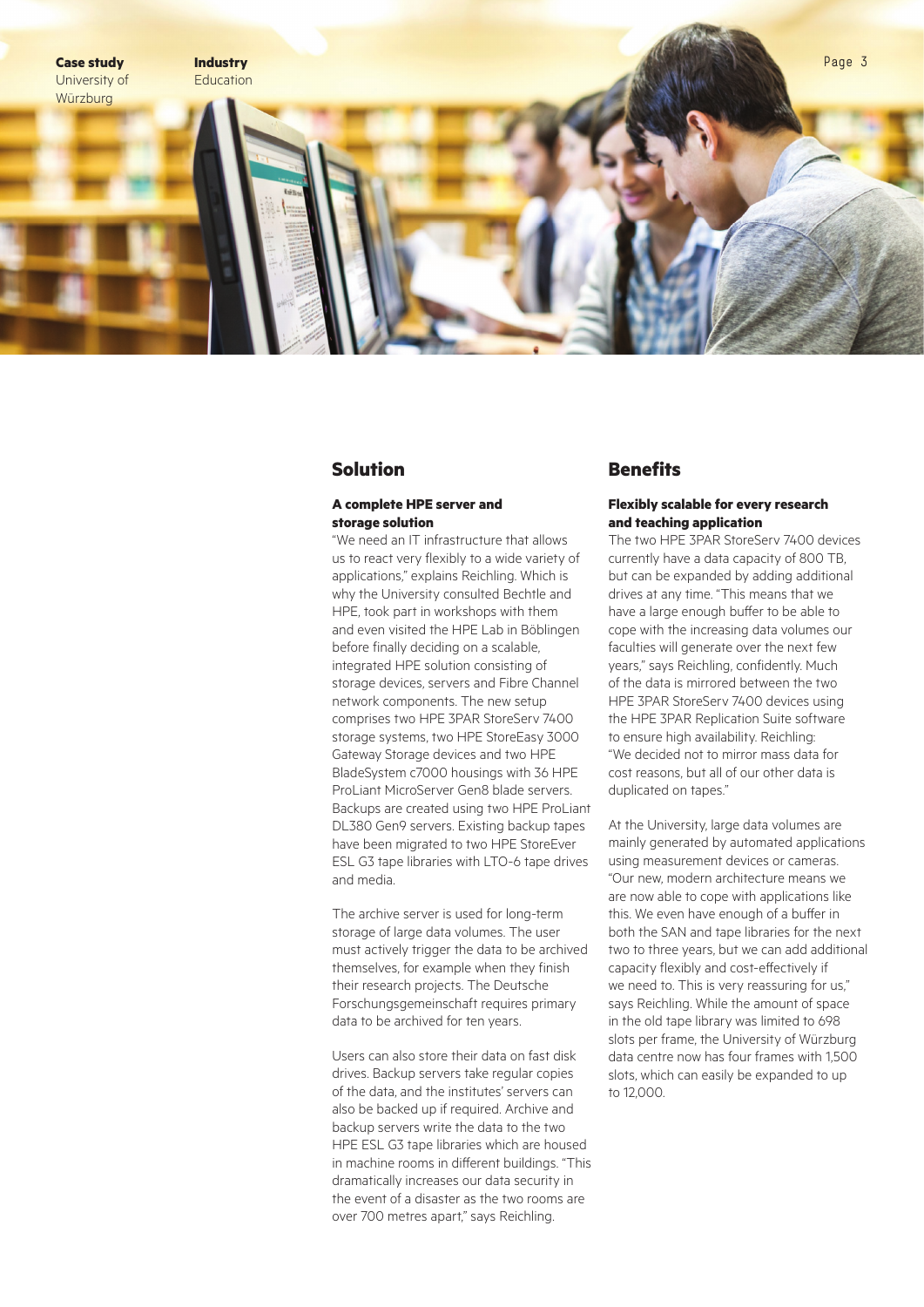## Solution

### A complete HPE server and storage solution

"We need an IT infrastructure that allows us to react very flexibly to a wide variety of applications," explains Reichling. Which is why the University consulted Bechtle and HPE, took part in workshops with them and even visited the HPE Lab in Böblingen before finally deciding on a scalable, integrated HPE solution consisting of storage devices, servers and Fibre Channel network components. The new setup comprises two HPE 3PAR StoreServ 7400 storage systems, two HPE StoreEasy 3000 Gateway Storage devices and two HPE BladeSystem c7000 housings with 36 HPE ProLiant MicroServer Gen8 blade servers. Backups are created using two HPE ProLiant DL380 Gen9 servers. Existing backup tapes have been migrated to two HPE StoreEver ESL G3 tape libraries with LTO-6 tape drives and media.

The archive server is used for long-term storage of large data volumes. The user must actively trigger the data to be archived themselves, for example when they finish their research projects. The Deutsche Forschungsgemeinschaft requires primary data to be archived for ten years.

Users can also store their data on fast disk drives. Backup servers take regular copies of the data, and the institutes' servers can also be backed up if required. Archive and backup servers write the data to the two HPE ESL G3 tape libraries which are housed in machine rooms in different buildings. "This dramatically increases our data security in the event of a disaster as the two rooms are over 700 metres apart," says Reichling.

## Benefits

### Flexibly scalable for every research and teaching application

The two HPE 3PAR StoreServ 7400 devices currently have a data capacity of 800 TB, but can be expanded by adding additional drives at any time. "This means that we have a large enough buffer to be able to cope with the increasing data volumes our faculties will generate over the next few years," says Reichling, confidently. Much of the data is mirrored between the two HPE 3PAR StoreServ 7400 devices using the HPE 3PAR Replication Suite software to ensure high availability. Reichling: "We decided not to mirror mass data for cost reasons, but all of our other data is duplicated on tapes."

At the University, large data volumes are mainly generated by automated applications using measurement devices or cameras. "Our new, modern architecture means we are now able to cope with applications like this. We even have enough of a buffer in both the SAN and tape libraries for the next two to three years, but we can add additional capacity flexibly and cost-effectively if we need to. This is very reassuring for us," says Reichling. While the amount of space in the old tape library was limited to 698 slots per frame, the University of Würzburg data centre now has four frames with 1,500 slots, which can easily be expanded to up to 12,000.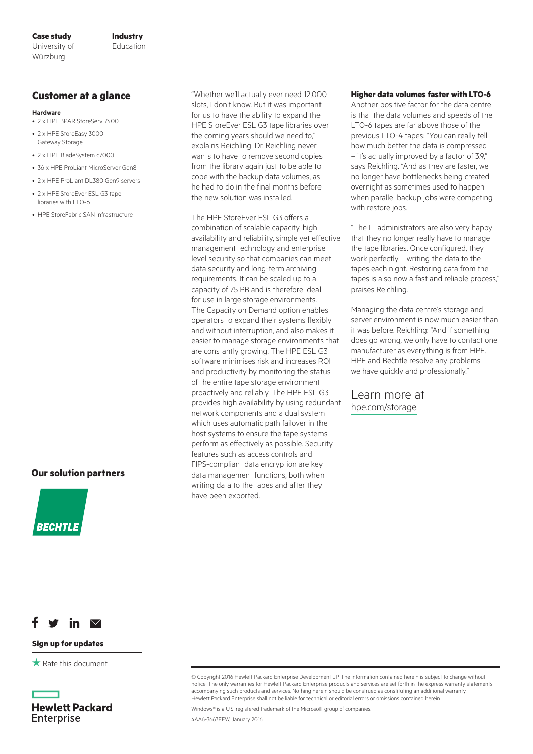**Case study**
University of Würzburg

**Industry**
Education

## Customer at a glance

**Hardware**

- 2 x HPE 3PAR StoreServ 7400
- 2 x HPE StoreEasy 3000 Gateway Storage
- 2 x HPE BladeSystem c7000
- 36 x HPE ProLiant MicroServer Gen8
- 2 x HPE ProLiant DL380 Gen9 servers
- 2 x HPE StoreEver ESL G3 tape libraries with LTO-6
- HPE StoreFabric SAN infrastructure

"Whether we'll actually ever need 12,000 slots, I don't know. But it was important for us to have the ability to expand the HPE StoreEver ESL G3 tape libraries over the coming years should we need to," explains Reichling. Dr. Reichling never wants to have to remove second copies from the library again just to be able to cope with the backup data volumes, as he had to do in the final months before the new solution was installed.

The HPE StoreEver ESL G3 offers a combination of scalable capacity, high availability and reliability, simple yet effective management technology and enterprise level security so that companies can meet data security and long-term archiving requirements. It can be scaled up to a capacity of 75 PB and is therefore ideal for use in large storage environments. The Capacity on Demand option enables operators to expand their systems flexibly and without interruption, and also makes it easier to manage storage environments that are constantly growing. The HPE ESL G3 software minimises risk and increases ROI and productivity by monitoring the status of the entire tape storage environment proactively and reliably. The HPE ESL G3 provides high availability by using redundant network components and a dual system which uses automatic path failover in the host systems to ensure the tape systems perform as effectively as possible. Security features such as access controls and FIPS-compliant data encryption are key data management functions, both when writing data to the tapes and after they have been exported.

### Higher data volumes faster with LTO-6

Another positive factor for the data centre is that the data volumes and speeds of the LTO-6 tapes are far above those of the previous LTO-4 tapes: "You can really tell how much better the data is compressed – it's actually improved by a factor of 3.9," says Reichling. "And as they are faster, we no longer have bottlenecks being created overnight as sometimes used to happen when parallel backup jobs were competing with restore jobs.

"The IT administrators are also very happy that they no longer really have to manage the tape libraries. Once configured, they work perfectly – writing the data to the tapes each night. Restoring data from the tapes is also now a fast and reliable process," praises Reichling.

Managing the data centre's storage and server environment is now much easier than it was before. Reichling: "And if something does go wrong, we only have to contact one manufacturer as everything is from HPE. HPE and Bechtle resolve any problems we have quickly and professionally."

Learn more at
hpe.com/storage

## Our solution partners

BECHTLE

Sign up for updates

★ Rate this document

Hewlett Packard Enterprise

© Copyright 2016 Hewlett Packard Enterprise Development LP. The information contained herein is subject to change without notice. The only warranties for Hewlett Packard Enterprise products and services are set forth in the express warranty statements accompanying such products and services. Nothing herein should be construed as constituting an additional warranty. Hewlett Packard Enterprise shall not be liable for technical or editorial errors or omissions contained herein.

Windows® is a U.S. registered trademark of the Microsoft group of companies.

4AA6-3663EEW, January 2016